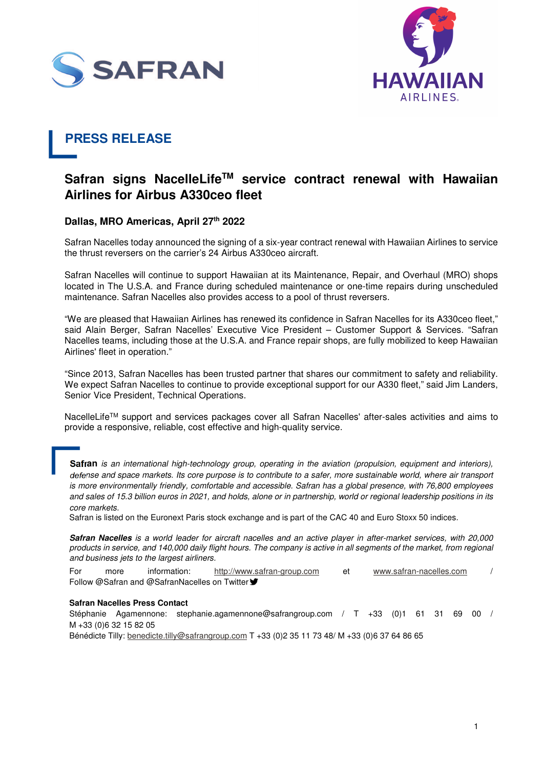## PRESS RELEASE

# Safran signs NacelleLife™ service contract renewal with Hawaiian Airlines for Airbus A330ceo fleet

**Dallas, MRO Americas, April 27th 2022**

Safran Nacelles today announced the signing of a six-year contract renewal with Hawaiian Airlines to service the thrust reversers on the carrier's 24 Airbus A330ceo aircraft.

Safran Nacelles will continue to support Hawaiian at its Maintenance, Repair, and Overhaul (MRO) shops located in The U.S.A. and France during scheduled maintenance or one-time repairs during unscheduled maintenance. Safran Nacelles also provides access to a pool of thrust reversers.

"We are pleased that Hawaiian Airlines has renewed its confidence in Safran Nacelles for its A330ceo fleet," said Alain Berger, Safran Nacelles' Executive Vice President – Customer Support & Services. "Safran Nacelles teams, including those at the U.S.A. and France repair shops, are fully mobilized to keep Hawaiian Airlines' fleet in operation."

"Since 2013, Safran Nacelles has been trusted partner that shares our commitment to safety and reliability. We expect Safran Nacelles to continue to provide exceptional support for our A330 fleet," said Jim Landers, Senior Vice President, Technical Operations.

NacelleLife™ support and services packages cover all Safran Nacelles' after-sales activities and aims to provide a responsive, reliable, cost effective and high-quality service.

**Safran** *is an international high-technology group, operating in the aviation (propulsion, equipment and interiors), defense and space markets. Its core purpose is to contribute to a safer, more sustainable world, where air transport is more environmentally friendly, comfortable and accessible. Safran has a global presence, with 76,800 employees and sales of 15.3 billion euros in 2021, and holds, alone or in partnership, world or regional leadership positions in its core markets.*
Safran is listed on the Euronext Paris stock exchange and is part of the CAC 40 and Euro Stoxx 50 indices.

***Safran Nacelles*** *is a world leader for aircraft nacelles and an active player in after-market services, with 20,000 products in service, and 140,000 daily flight hours. The company is active in all segments of the market, from regional and business jets to the largest airliners.*

For more information: http://www.safran-group.com et www.safran-nacelles.com / Follow @Safran and @SafranNacelles on Twitter

**Safran Nacelles Press Contact**
Stéphanie Agamennone: stephanie.agamennone@safrangroup.com / T +33 (0)1 61 31 69 00 / M +33 (0)6 32 15 82 05
Bénédicte Tilly: benedicte.tilly@safrangroup.com T +33 (0)2 35 11 73 48/ M +33 (0)6 37 64 86 65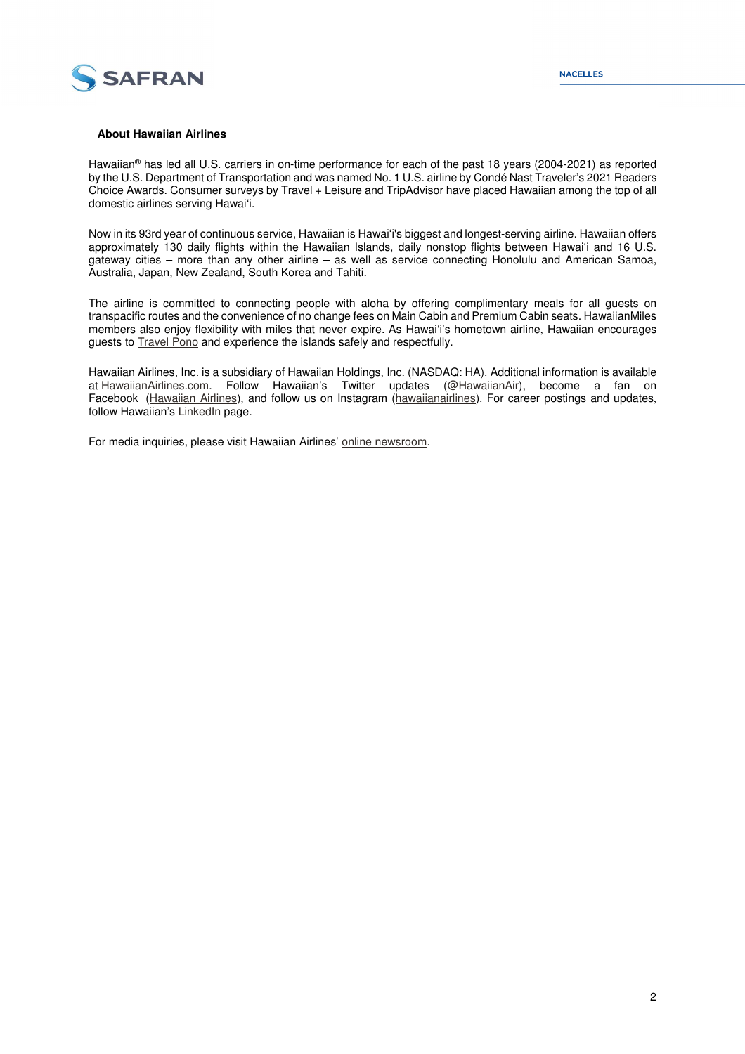**About Hawaiian Airlines**

Hawaiian® has led all U.S. carriers in on-time performance for each of the past 18 years (2004-2021) as reported by the U.S. Department of Transportation and was named No. 1 U.S. airline by Condé Nast Traveler's 2021 Readers Choice Awards. Consumer surveys by Travel + Leisure and TripAdvisor have placed Hawaiian among the top of all domestic airlines serving Hawai'i.

Now in its 93rd year of continuous service, Hawaiian is Hawai'i's biggest and longest-serving airline. Hawaiian offers approximately 130 daily flights within the Hawaiian Islands, daily nonstop flights between Hawai'i and 16 U.S. gateway cities – more than any other airline – as well as service connecting Honolulu and American Samoa, Australia, Japan, New Zealand, South Korea and Tahiti.

The airline is committed to connecting people with aloha by offering complimentary meals for all guests on transpacific routes and the convenience of no change fees on Main Cabin and Premium Cabin seats. HawaiianMiles members also enjoy flexibility with miles that never expire. As Hawai'i's hometown airline, Hawaiian encourages guests to Travel Pono and experience the islands safely and respectfully.

Hawaiian Airlines, Inc. is a subsidiary of Hawaiian Holdings, Inc. (NASDAQ: HA). Additional information is available at HawaiianAirlines.com. Follow Hawaiian's Twitter updates (@HawaiianAir), become a fan on Facebook (Hawaiian Airlines), and follow us on Instagram (hawaiianairlines). For career postings and updates, follow Hawaiian's LinkedIn page.

For media inquiries, please visit Hawaiian Airlines' online newsroom.